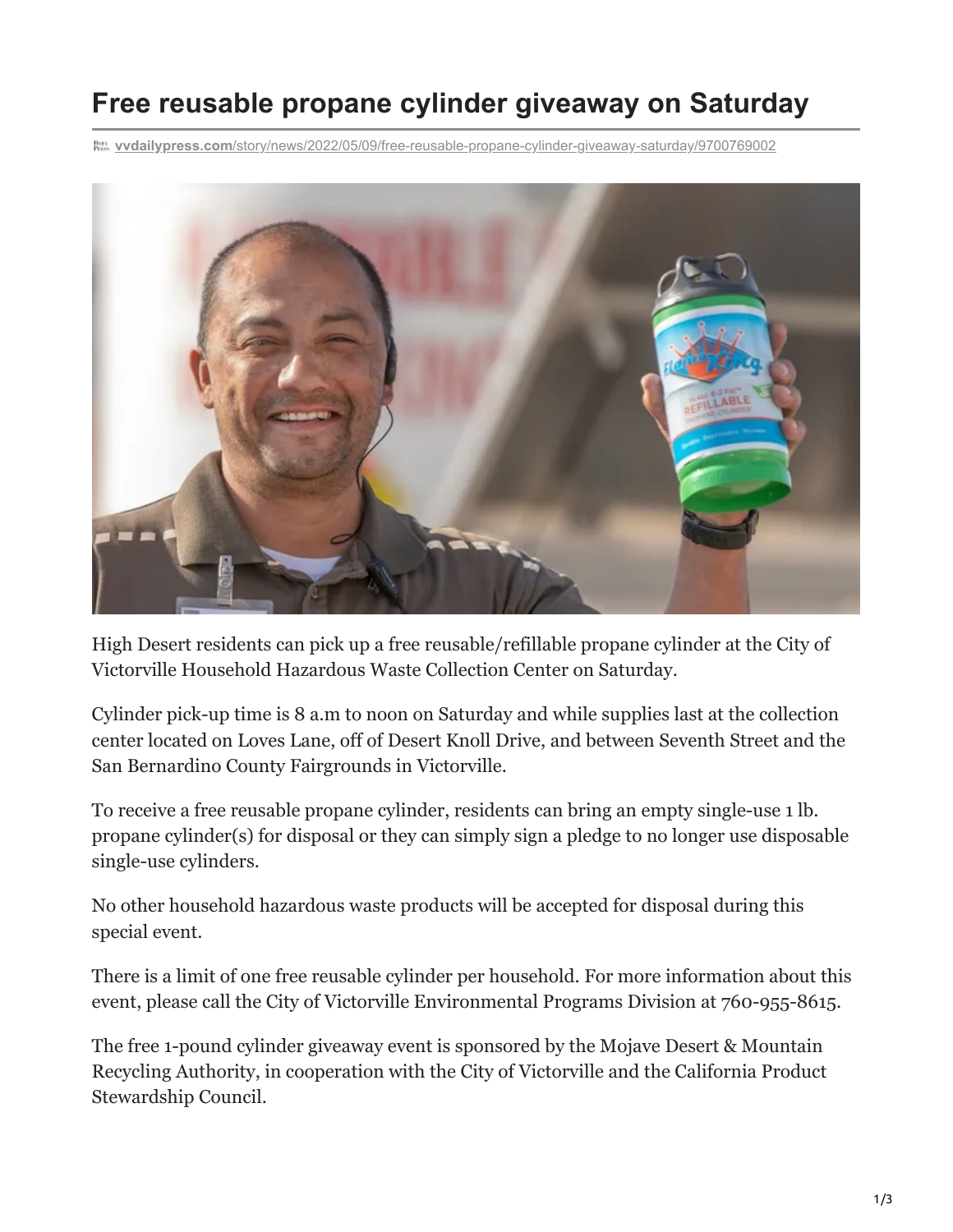# Free reusable propane cylinder giveaway on Saturday

vvdailypress.com/story/news/2022/05/09/free-reusable-propane-cylinder-giveaway-saturday/9700769002

High Desert residents can pick up a free reusable/refillable propane cylinder at the City of Victorville Household Hazardous Waste Collection Center on Saturday.

Cylinder pick-up time is 8 a.m to noon on Saturday and while supplies last at the collection center located on Loves Lane, off of Desert Knoll Drive, and between Seventh Street and the San Bernardino County Fairgrounds in Victorville.

To receive a free reusable propane cylinder, residents can bring an empty single-use 1 lb. propane cylinder(s) for disposal or they can simply sign a pledge to no longer use disposable single-use cylinders.

No other household hazardous waste products will be accepted for disposal during this special event.

There is a limit of one free reusable cylinder per household. For more information about this event, please call the City of Victorville Environmental Programs Division at 760-955-8615.

The free 1-pound cylinder giveaway event is sponsored by the Mojave Desert & Mountain Recycling Authority, in cooperation with the City of Victorville and the California Product Stewardship Council.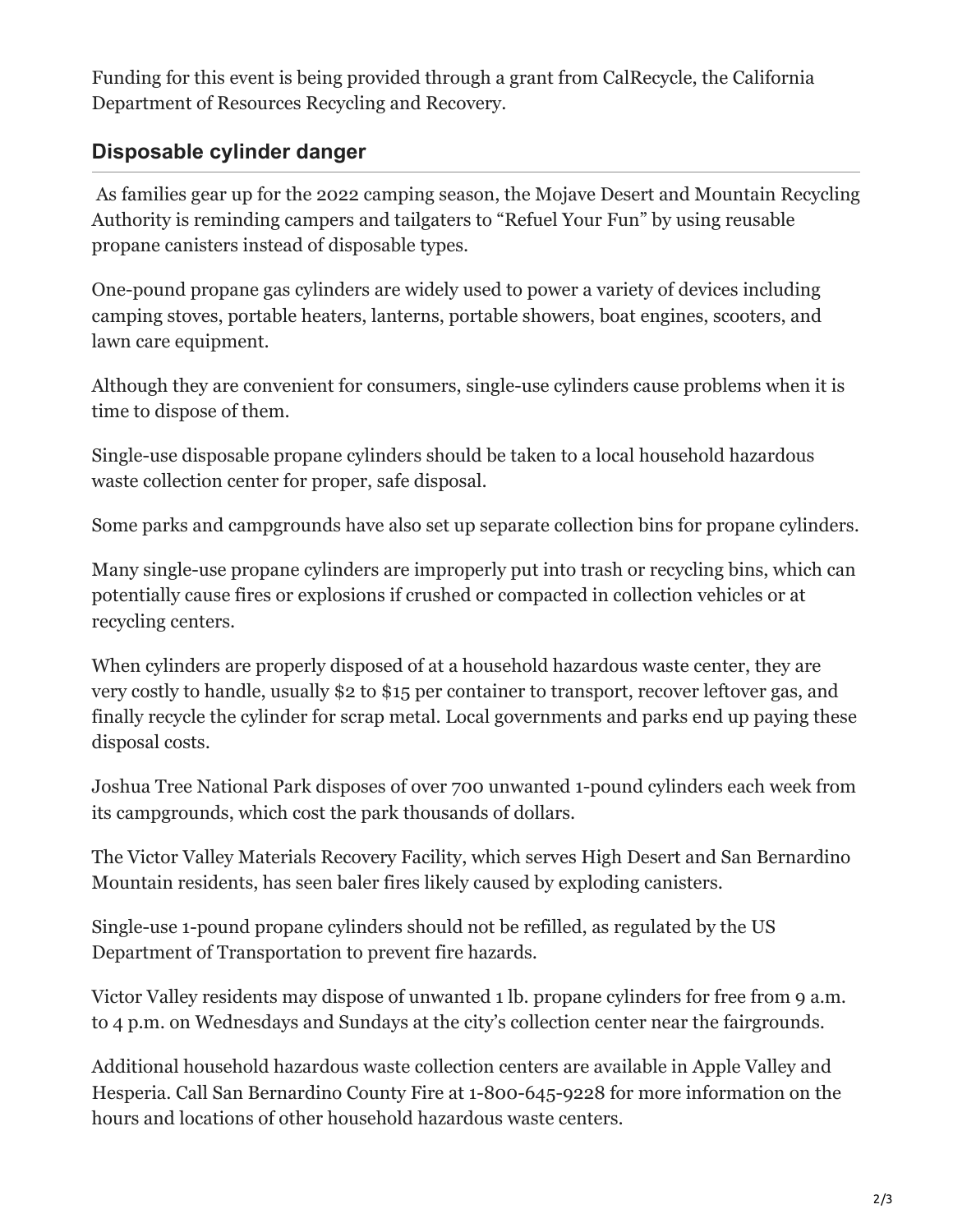Funding for this event is being provided through a grant from CalRecycle, the California Department of Resources Recycling and Recovery.

## Disposable cylinder danger

As families gear up for the 2022 camping season, the Mojave Desert and Mountain Recycling Authority is reminding campers and tailgaters to “Refuel Your Fun” by using reusable propane canisters instead of disposable types.

One-pound propane gas cylinders are widely used to power a variety of devices including camping stoves, portable heaters, lanterns, portable showers, boat engines, scooters, and lawn care equipment.

Although they are convenient for consumers, single-use cylinders cause problems when it is time to dispose of them.

Single-use disposable propane cylinders should be taken to a local household hazardous waste collection center for proper, safe disposal.

Some parks and campgrounds have also set up separate collection bins for propane cylinders.

Many single-use propane cylinders are improperly put into trash or recycling bins, which can potentially cause fires or explosions if crushed or compacted in collection vehicles or at recycling centers.

When cylinders are properly disposed of at a household hazardous waste center, they are very costly to handle, usually $2 to $15 per container to transport, recover leftover gas, and finally recycle the cylinder for scrap metal. Local governments and parks end up paying these disposal costs.

Joshua Tree National Park disposes of over 700 unwanted 1-pound cylinders each week from its campgrounds, which cost the park thousands of dollars.

The Victor Valley Materials Recovery Facility, which serves High Desert and San Bernardino Mountain residents, has seen baler fires likely caused by exploding canisters.

Single-use 1-pound propane cylinders should not be refilled, as regulated by the US Department of Transportation to prevent fire hazards.

Victor Valley residents may dispose of unwanted 1 lb. propane cylinders for free from 9 a.m. to 4 p.m. on Wednesdays and Sundays at the city’s collection center near the fairgrounds.

Additional household hazardous waste collection centers are available in Apple Valley and Hesperia. Call San Bernardino County Fire at 1-800-645-9228 for more information on the hours and locations of other household hazardous waste centers.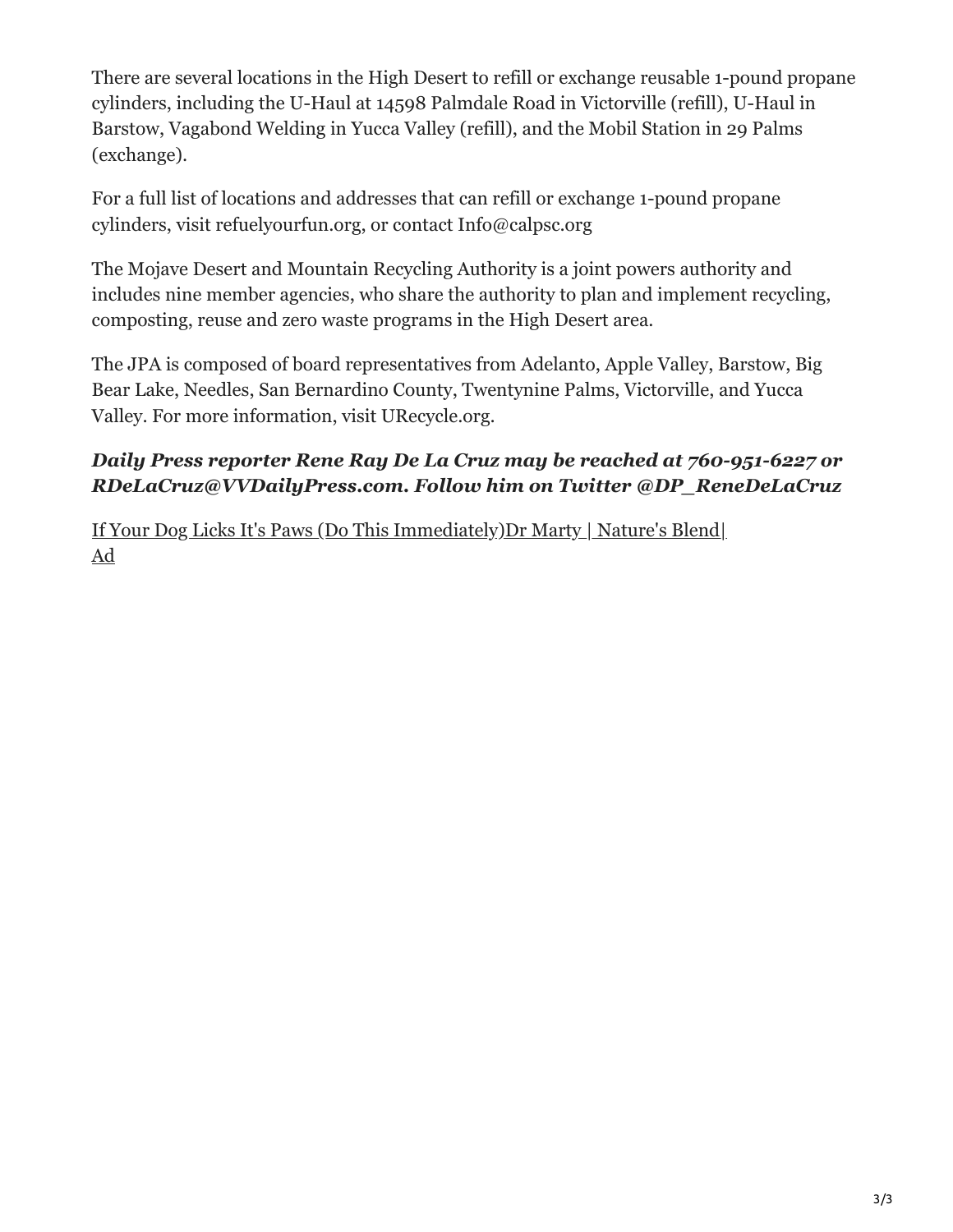There are several locations in the High Desert to refill or exchange reusable 1-pound propane cylinders, including the U-Haul at 14598 Palmdale Road in Victorville (refill), U-Haul in Barstow, Vagabond Welding in Yucca Valley (refill), and the Mobil Station in 29 Palms (exchange).

For a full list of locations and addresses that can refill or exchange 1-pound propane cylinders, visit refuelyourfun.org, or contact Info@calpsc.org

The Mojave Desert and Mountain Recycling Authority is a joint powers authority and includes nine member agencies, who share the authority to plan and implement recycling, composting, reuse and zero waste programs in the High Desert area.

The JPA is composed of board representatives from Adelanto, Apple Valley, Barstow, Big Bear Lake, Needles, San Bernardino County, Twentynine Palms, Victorville, and Yucca Valley. For more information, visit URecycle.org.

***Daily Press reporter Rene Ray De La Cruz may be reached at 760-951-6227 or RDeLaCruz@VVDailyPress.com. Follow him on Twitter @DP_ReneDeLaCruz***

If Your Dog Licks It's Paws (Do This Immediately)Dr Marty | Nature's Blend| Ad